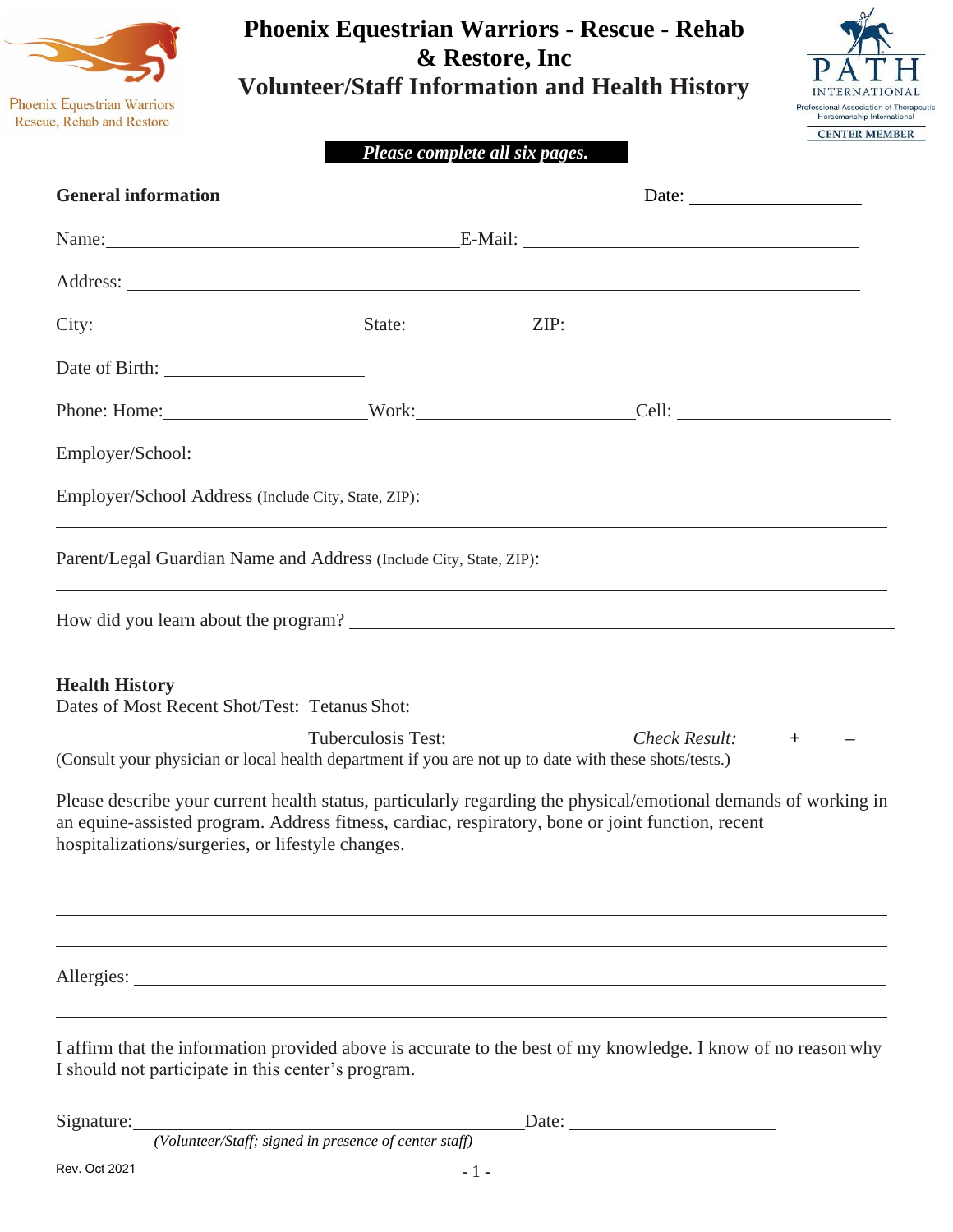Phoenix Equestrian Warriors
Rescue, Rehab and Restore

# Phoenix Equestrian Warriors - Rescue - Rehab & Restore, Inc
## Volunteer/Staff Information and Health History

PATH INTERNATIONAL
Professional Association of Therapeutic Horsemanship International
CENTER MEMBER

***Please complete all six pages.***

**General information** Date: ____________________

Name: ________________________________________ E-Mail: ______________________________________

Address: ______________________________________________________________________________

City: ______________________________ State: ______________ ZIP: ________________

Date of Birth: ________________________

Phone: Home: ________________________ Work: ________________________ Cell: ________________________

Employer/School: ________________________________________________________________________

Employer/School Address (Include City, State, ZIP):

______________________________________________________________________________________

Parent/Legal Guardian Name and Address (Include City, State, ZIP):

______________________________________________________________________________________

How did you learn about the program? ____________________________________________________

**Health History**

Dates of Most Recent Shot/Test: Tetanus Shot: __________________________

Tuberculosis Test: ____________________ *Check Result:* + –

(Consult your physician or local health department if you are not up to date with these shots/tests.)

Please describe your current health status, particularly regarding the physical/emotional demands of working in an equine-assisted program. Address fitness, cardiac, respiratory, bone or joint function, recent hospitalizations/surgeries, or lifestyle changes.

______________________________________________________________________________________

______________________________________________________________________________________

______________________________________________________________________________________

Allergies: ______________________________________________________________________________

______________________________________________________________________________________

I affirm that the information provided above is accurate to the best of my knowledge. I know of no reason why I should not participate in this center's program.

Signature: ______________________________________________ Date: ________________________

*(Volunteer/Staff; signed in presence of center staff)*

Rev. Oct 2021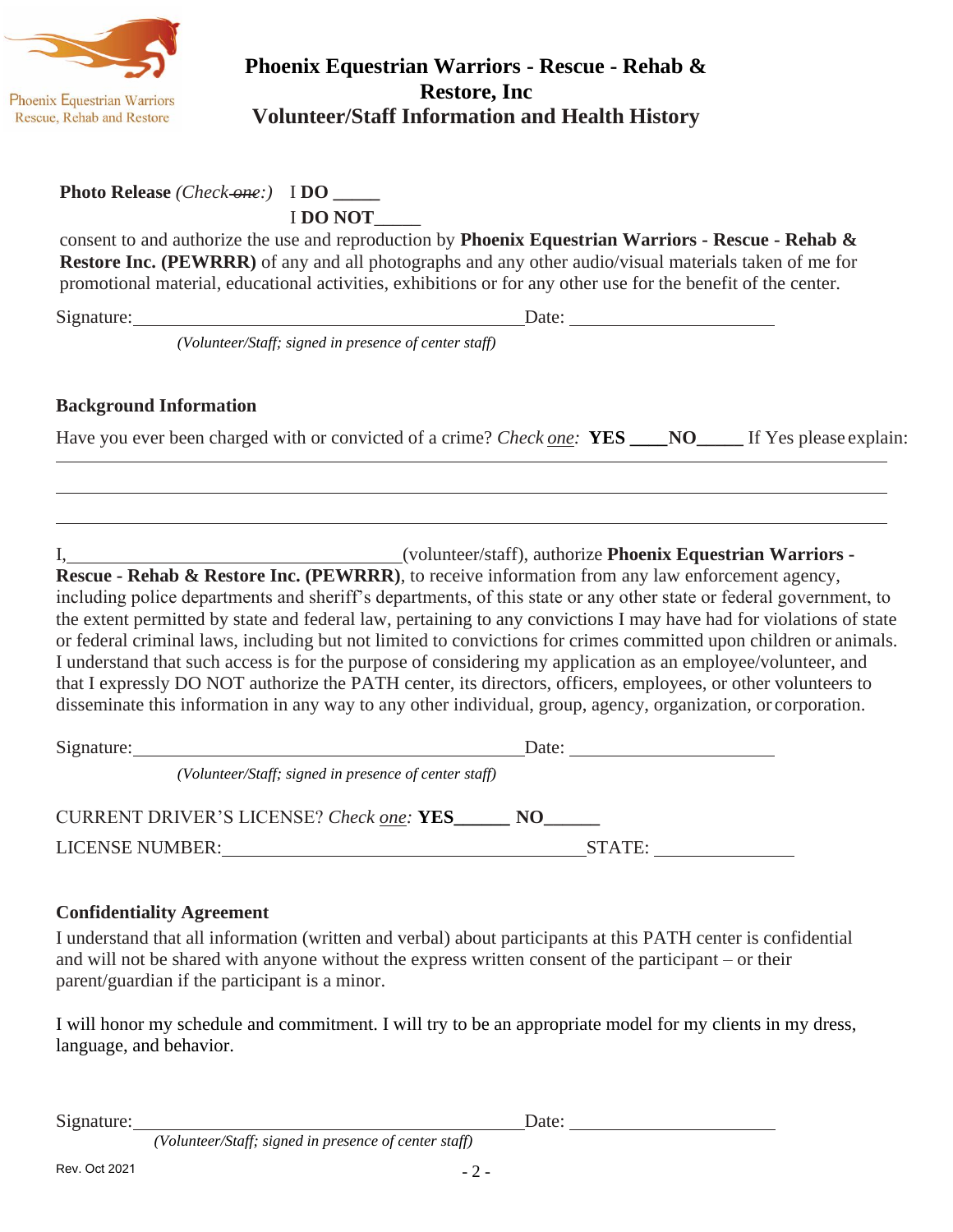# Phoenix Equestrian Warriors - Rescue - Rehab & Restore, Inc
## Volunteer/Staff Information and Health History

**Photo Release** *(Check one:)* I **DO** _____
I **DO NOT**_____

consent to and authorize the use and reproduction by **Phoenix Equestrian Warriors - Rescue - Rehab & Restore Inc. (PEWRRR)** of any and all photographs and any other audio/visual materials taken of me for promotional material, educational activities, exhibitions or for any other use for the benefit of the center.

Signature:_________________________________________ Date: ______________________
*(Volunteer/Staff; signed in presence of center staff)*

### Background Information

Have you ever been charged with or convicted of a crime? *Check one:* **YES** ____**NO**_____ If Yes please explain:

______________________________________________________________________________

______________________________________________________________________________

______________________________________________________________________________

I,___________________________________(volunteer/staff), authorize **Phoenix Equestrian Warriors - Rescue - Rehab & Restore Inc. (PEWRRR)**, to receive information from any law enforcement agency, including police departments and sheriff's departments, of this state or any other state or federal government, to the extent permitted by state and federal law, pertaining to any convictions I may have had for violations of state or federal criminal laws, including but not limited to convictions for crimes committed upon children or animals. I understand that such access is for the purpose of considering my application as an employee/volunteer, and that I expressly DO NOT authorize the PATH center, its directors, officers, employees, or other volunteers to disseminate this information in any way to any other individual, group, agency, organization, or corporation.

Signature:_________________________________________ Date: ______________________
*(Volunteer/Staff; signed in presence of center staff)*

CURRENT DRIVER'S LICENSE? *Check one:* **YES**______ **NO**______

LICENSE NUMBER:_______________________________________STATE: ______________

### Confidentiality Agreement

I understand that all information (written and verbal) about participants at this PATH center is confidential and will not be shared with anyone without the express written consent of the participant – or their parent/guardian if the participant is a minor.

I will honor my schedule and commitment. I will try to be an appropriate model for my clients in my dress, language, and behavior.

Signature:_________________________________________ Date: ______________________
*(Volunteer/Staff; signed in presence of center staff)*

Rev. Oct 2021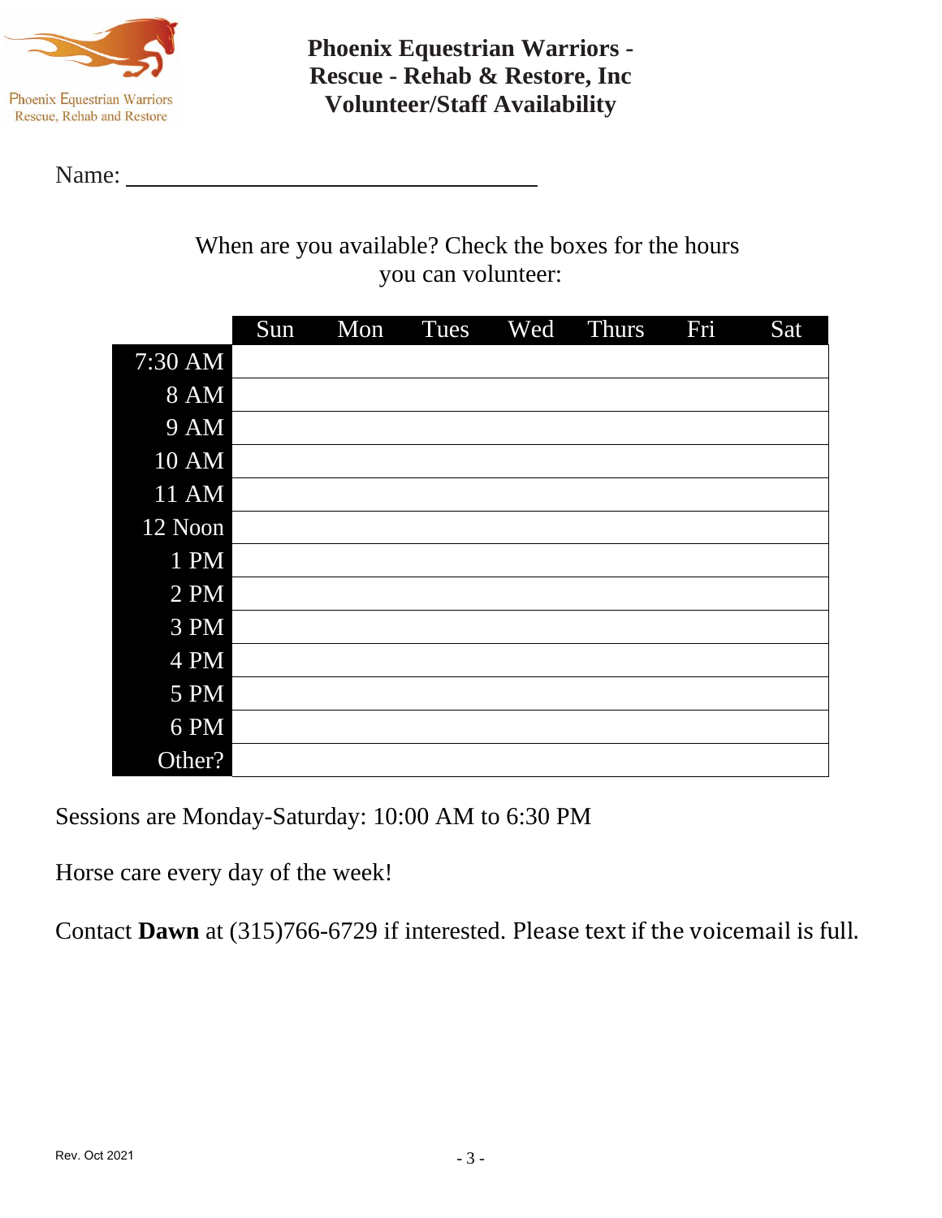# Phoenix Equestrian Warriors - Rescue - Rehab & Restore, Inc
# Volunteer/Staff Availability

Name: ___________________________________

When are you available? Check the boxes for the hours you can volunteer:

| | Sun | Mon | Tues | Wed | Thurs | Fri | Sat |
|---|---|---|---|---|---|---|---|
| 7:30 AM | | | | | | | |
| 8 AM | | | | | | | |
| 9 AM | | | | | | | |
| 10 AM | | | | | | | |
| 11 AM | | | | | | | |
| 12 Noon | | | | | | | |
| 1 PM | | | | | | | |
| 2 PM | | | | | | | |
| 3 PM | | | | | | | |
| 4 PM | | | | | | | |
| 5 PM | | | | | | | |
| 6 PM | | | | | | | |
| Other? | | | | | | | |

Sessions are Monday-Saturday: 10:00 AM to 6:30 PM

Horse care every day of the week!

Contact **Dawn** at (315)766-6729 if interested. Please text if the voicemail is full.

Rev. Oct 2021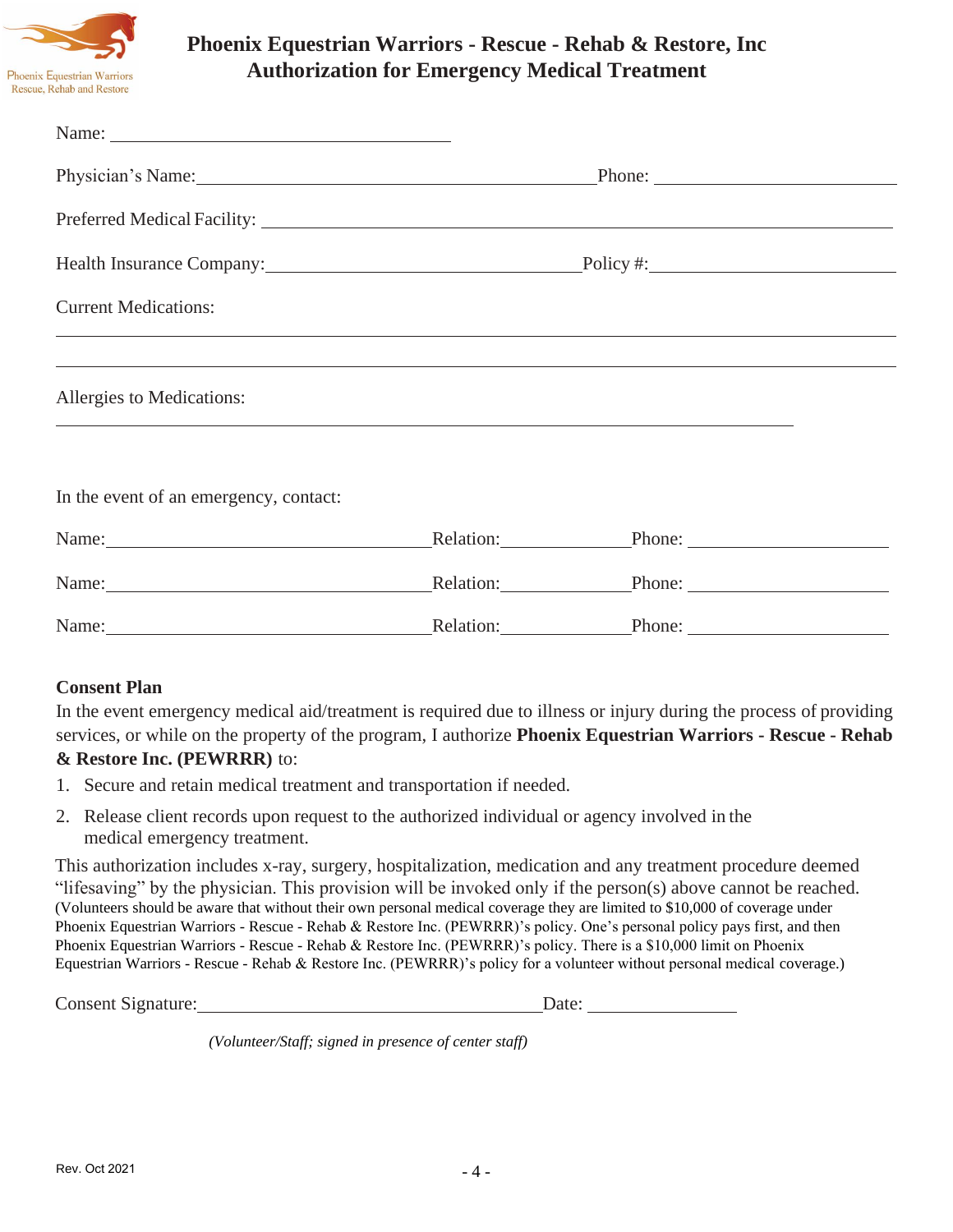# Phoenix Equestrian Warriors - Rescue - Rehab & Restore, Inc
## Authorization for Emergency Medical Treatment

Name: ______________________________

Physician's Name: ______________________________ Phone: ____________________

Preferred Medical Facility: ____________________________________________

Health Insurance Company: ______________________________ Policy #: ____________________

Current Medications:

____________________________________________

____________________________________________

Allergies to Medications:

____________________________________________

In the event of an emergency, contact:

Name: ______________________ Relation: __________ Phone: ____________________

Name: ______________________ Relation: __________ Phone: ____________________

Name: ______________________ Relation: __________ Phone: ____________________

**Consent Plan**

In the event emergency medical aid/treatment is required due to illness or injury during the process of providing services, or while on the property of the program, I authorize **Phoenix Equestrian Warriors - Rescue - Rehab & Restore Inc. (PEWRRR)** to:

1. Secure and retain medical treatment and transportation if needed.
2. Release client records upon request to the authorized individual or agency involved in the medical emergency treatment.

This authorization includes x-ray, surgery, hospitalization, medication and any treatment procedure deemed "lifesaving" by the physician. This provision will be invoked only if the person(s) above cannot be reached. (Volunteers should be aware that without their own personal medical coverage they are limited to $10,000 of coverage under Phoenix Equestrian Warriors - Rescue - Rehab & Restore Inc. (PEWRRR)'s policy. One's personal policy pays first, and then Phoenix Equestrian Warriors - Rescue - Rehab & Restore Inc. (PEWRRR)'s policy. There is a $10,000 limit on Phoenix Equestrian Warriors - Rescue - Rehab & Restore Inc. (PEWRRR)'s policy for a volunteer without personal medical coverage.)

Consent Signature: ______________________________ Date: ______________

*(Volunteer/Staff; signed in presence of center staff)*

Rev. Oct 2021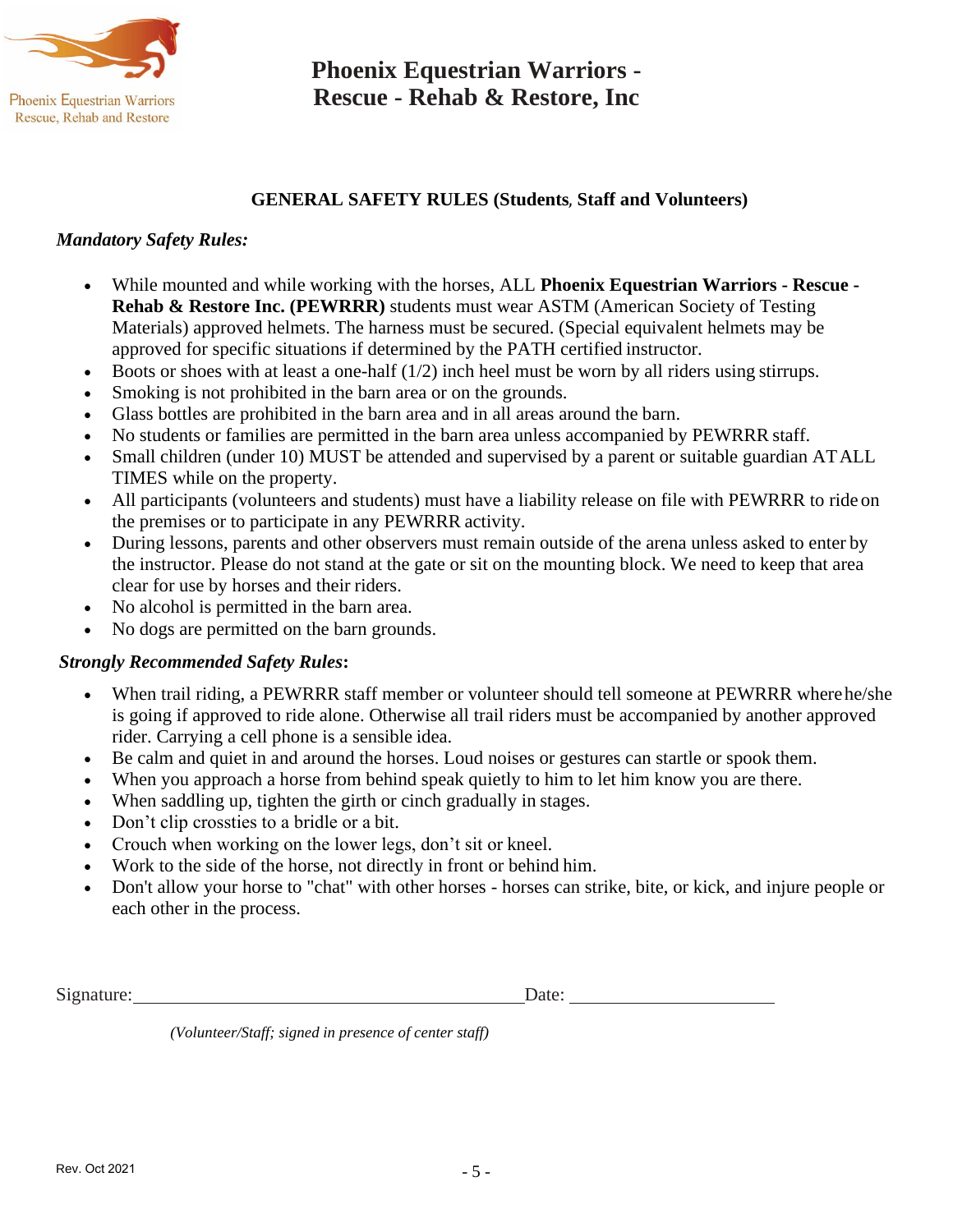Phoenix Equestrian Warriors
Rescue, Rehab and Restore

# Phoenix Equestrian Warriors - Rescue - Rehab & Restore, Inc

## GENERAL SAFETY RULES (Students, Staff and Volunteers)

*Mandatory Safety Rules:*

- While mounted and while working with the horses, ALL **Phoenix Equestrian Warriors - Rescue - Rehab & Restore Inc. (PEWRRR)** students must wear ASTM (American Society of Testing Materials) approved helmets. The harness must be secured. (Special equivalent helmets may be approved for specific situations if determined by the PATH certified instructor.
- Boots or shoes with at least a one-half (1/2) inch heel must be worn by all riders using stirrups.
- Smoking is not prohibited in the barn area or on the grounds.
- Glass bottles are prohibited in the barn area and in all areas around the barn.
- No students or families are permitted in the barn area unless accompanied by PEWRRR staff.
- Small children (under 10) MUST be attended and supervised by a parent or suitable guardian AT ALL TIMES while on the property.
- All participants (volunteers and students) must have a liability release on file with PEWRRR to ride on the premises or to participate in any PEWRRR activity.
- During lessons, parents and other observers must remain outside of the arena unless asked to enter by the instructor. Please do not stand at the gate or sit on the mounting block. We need to keep that area clear for use by horses and their riders.
- No alcohol is permitted in the barn area.
- No dogs are permitted on the barn grounds.

***Strongly Recommended Safety Rules*:**

- When trail riding, a PEWRRR staff member or volunteer should tell someone at PEWRRR where he/she is going if approved to ride alone. Otherwise all trail riders must be accompanied by another approved rider. Carrying a cell phone is a sensible idea.
- Be calm and quiet in and around the horses. Loud noises or gestures can startle or spook them.
- When you approach a horse from behind speak quietly to him to let him know you are there.
- When saddling up, tighten the girth or cinch gradually in stages.
- Don't clip crossties to a bridle or a bit.
- Crouch when working on the lower legs, don't sit or kneel.
- Work to the side of the horse, not directly in front or behind him.
- Don't allow your horse to "chat" with other horses - horses can strike, bite, or kick, and injure people or each other in the process.

Signature:\_\_\_\_\_\_\_\_\_\_\_\_\_\_\_\_\_\_\_\_\_\_\_\_\_\_\_\_\_\_\_\_\_\_\_\_\_\_\_\_ Date: \_\_\_\_\_\_\_\_\_\_\_\_\_\_\_\_\_\_\_\_\_\_

*(Volunteer/Staff; signed in presence of center staff)*

Rev. Oct 2021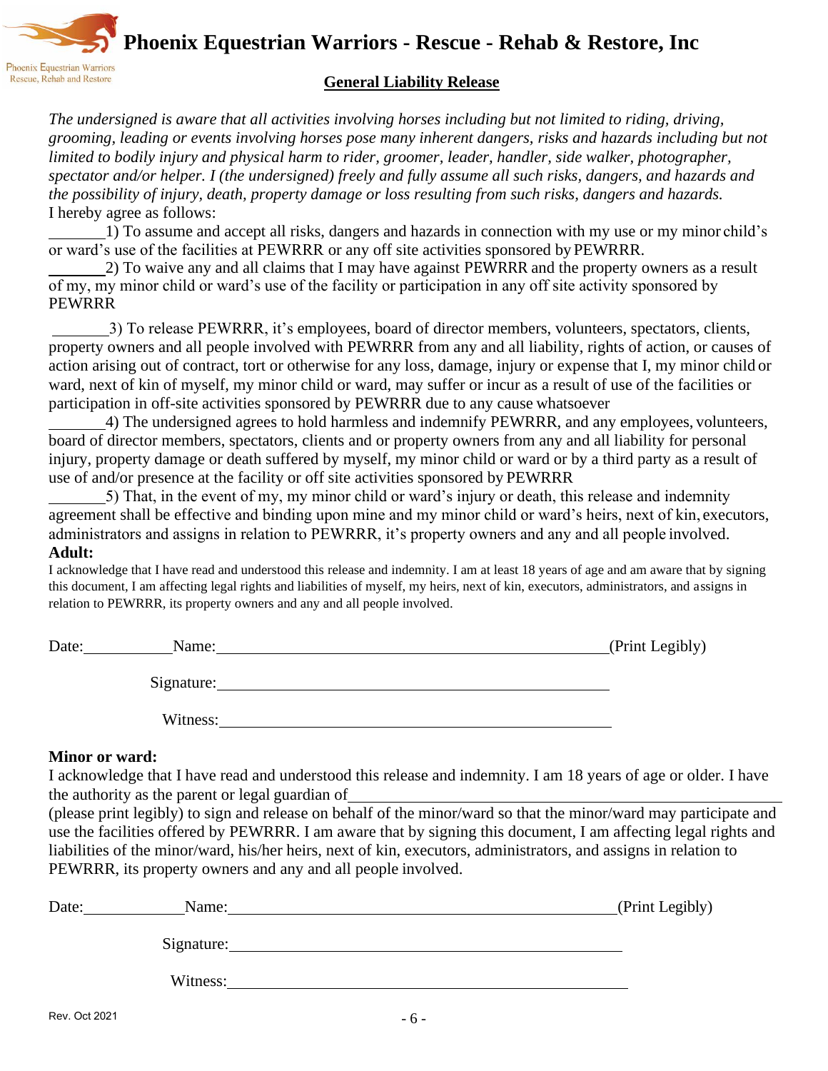# Phoenix Equestrian Warriors - Rescue - Rehab & Restore, Inc

Phoenix Equestrian Warriors
Rescue, Rehab and Restore

## General Liability Release

*The undersigned is aware that all activities involving horses including but not limited to riding, driving, grooming, leading or events involving horses pose many inherent dangers, risks and hazards including but not limited to bodily injury and physical harm to rider, groomer, leader, handler, side walker, photographer, spectator and/or helper. I (the undersigned) freely and fully assume all such risks, dangers, and hazards and the possibility of injury, death, property damage or loss resulting from such risks, dangers and hazards.*

I hereby agree as follows:

_______1) To assume and accept all risks, dangers and hazards in connection with my use or my minor child's or ward's use of the facilities at PEWRRR or any off site activities sponsored by PEWRRR.

_______2) To waive any and all claims that I may have against PEWRRR and the property owners as a result of my, my minor child or ward's use of the facility or participation in any off site activity sponsored by PEWRRR

_______3) To release PEWRRR, it's employees, board of director members, volunteers, spectators, clients, property owners and all people involved with PEWRRR from any and all liability, rights of action, or causes of action arising out of contract, tort or otherwise for any loss, damage, injury or expense that I, my minor child or ward, next of kin of myself, my minor child or ward, may suffer or incur as a result of use of the facilities or participation in off-site activities sponsored by PEWRRR due to any cause whatsoever

_______4) The undersigned agrees to hold harmless and indemnify PEWRRR, and any employees, volunteers, board of director members, spectators, clients and or property owners from any and all liability for personal injury, property damage or death suffered by myself, my minor child or ward or by a third party as a result of use of and/or presence at the facility or off site activities sponsored by PEWRRR

_______5) That, in the event of my, my minor child or ward's injury or death, this release and indemnity agreement shall be effective and binding upon mine and my minor child or ward's heirs, next of kin, executors, administrators and assigns in relation to PEWRRR, it's property owners and any and all people involved.

**Adult:**

I acknowledge that I have read and understood this release and indemnity. I am at least 18 years of age and am aware that by signing this document, I am affecting legal rights and liabilities of myself, my heirs, next of kin, executors, administrators, and assigns in relation to PEWRRR, its property owners and any and all people involved.

Date:__________ Name:_______________________________________________(Print Legibly)

Signature:_______________________________________________

Witness:_______________________________________________

**Minor or ward:**

I acknowledge that I have read and understood this release and indemnity. I am 18 years of age or older. I have the authority as the parent or legal guardian of_______________________________________________ (please print legibly) to sign and release on behalf of the minor/ward so that the minor/ward may participate and use the facilities offered by PEWRRR. I am aware that by signing this document, I am affecting legal rights and liabilities of the minor/ward, his/her heirs, next of kin, executors, administrators, and assigns in relation to PEWRRR, its property owners and any and all people involved.

Date:__________ Name:_______________________________________________(Print Legibly)

Signature:_______________________________________________

Witness:_______________________________________________

Rev. Oct 2021